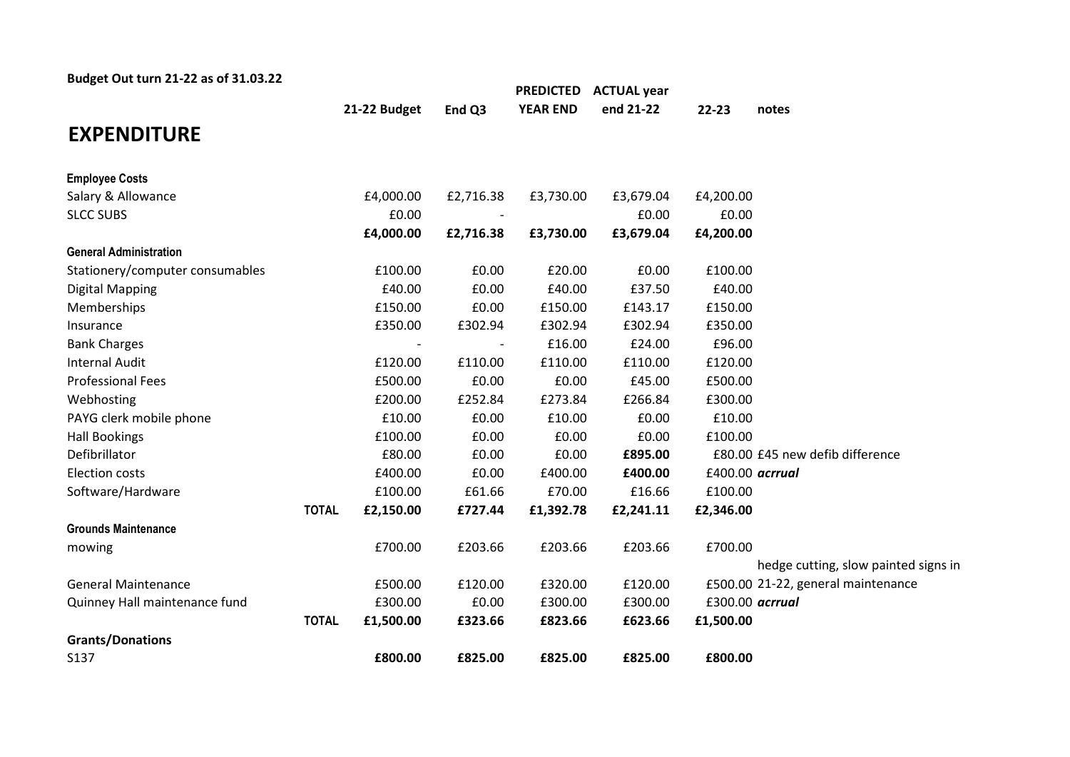**Budget Out turn 21-22 as of 31.03.22**

# EXPENDITURE

| | | 21-22 Budget | End Q3 | PREDICTED YEAR END | ACTUAL year end 21-22 | 22-23 | notes |
|---|---|---|---|---|---|---|---|
| **Employee Costs** | | | | | | | |
| Salary & Allowance | | £4,000.00 | £2,716.38 | £3,730.00 | £3,679.04 | £4,200.00 | |
| SLCC SUBS | | £0.00 | - | | £0.00 | £0.00 | |
| | | **£4,000.00** | **£2,716.38** | **£3,730.00** | **£3,679.04** | **£4,200.00** | |
| **General Administration** | | | | | | | |
| Stationery/computer consumables | | £100.00 | £0.00 | £20.00 | £0.00 | £100.00 | |
| Digital Mapping | | £40.00 | £0.00 | £40.00 | £37.50 | £40.00 | |
| Memberships | | £150.00 | £0.00 | £150.00 | £143.17 | £150.00 | |
| Insurance | | £350.00 | £302.94 | £302.94 | £302.94 | £350.00 | |
| Bank Charges | | - | - | £16.00 | £24.00 | £96.00 | |
| Internal Audit | | £120.00 | £110.00 | £110.00 | £110.00 | £120.00 | |
| Professional Fees | | £500.00 | £0.00 | £0.00 | £45.00 | £500.00 | |
| Webhosting | | £200.00 | £252.84 | £273.84 | £266.84 | £300.00 | |
| PAYG clerk mobile phone | | £10.00 | £0.00 | £10.00 | £0.00 | £10.00 | |
| Hall Bookings | | £100.00 | £0.00 | £0.00 | £0.00 | £100.00 | |
| Defibrillator | | £80.00 | £0.00 | £0.00 | **£895.00** | £80.00 | £45 new defib difference |
| Election costs | | £400.00 | £0.00 | £400.00 | **£400.00** | £400.00 | ***acrrual*** |
| Software/Hardware | | £100.00 | £61.66 | £70.00 | £16.66 | £100.00 | |
| | **TOTAL** | **£2,150.00** | **£727.44** | **£1,392.78** | **£2,241.11** | **£2,346.00** | |
| **Grounds Maintenance** | | | | | | | |
| mowing | | £700.00 | £203.66 | £203.66 | £203.66 | £700.00 | |
| General Maintenance | | £500.00 | £120.00 | £320.00 | £120.00 | £500.00 | hedge cutting, slow painted signs in 21-22, general maintenance |
| Quinney Hall maintenance fund | | £300.00 | £0.00 | £300.00 | £300.00 | £300.00 | ***acrrual*** |
| | **TOTAL** | **£1,500.00** | **£323.66** | **£823.66** | **£623.66** | **£1,500.00** | |
| **Grants/Donations** | | | | | | | |
| S137 | | **£800.00** | **£825.00** | **£825.00** | **£825.00** | **£800.00** | |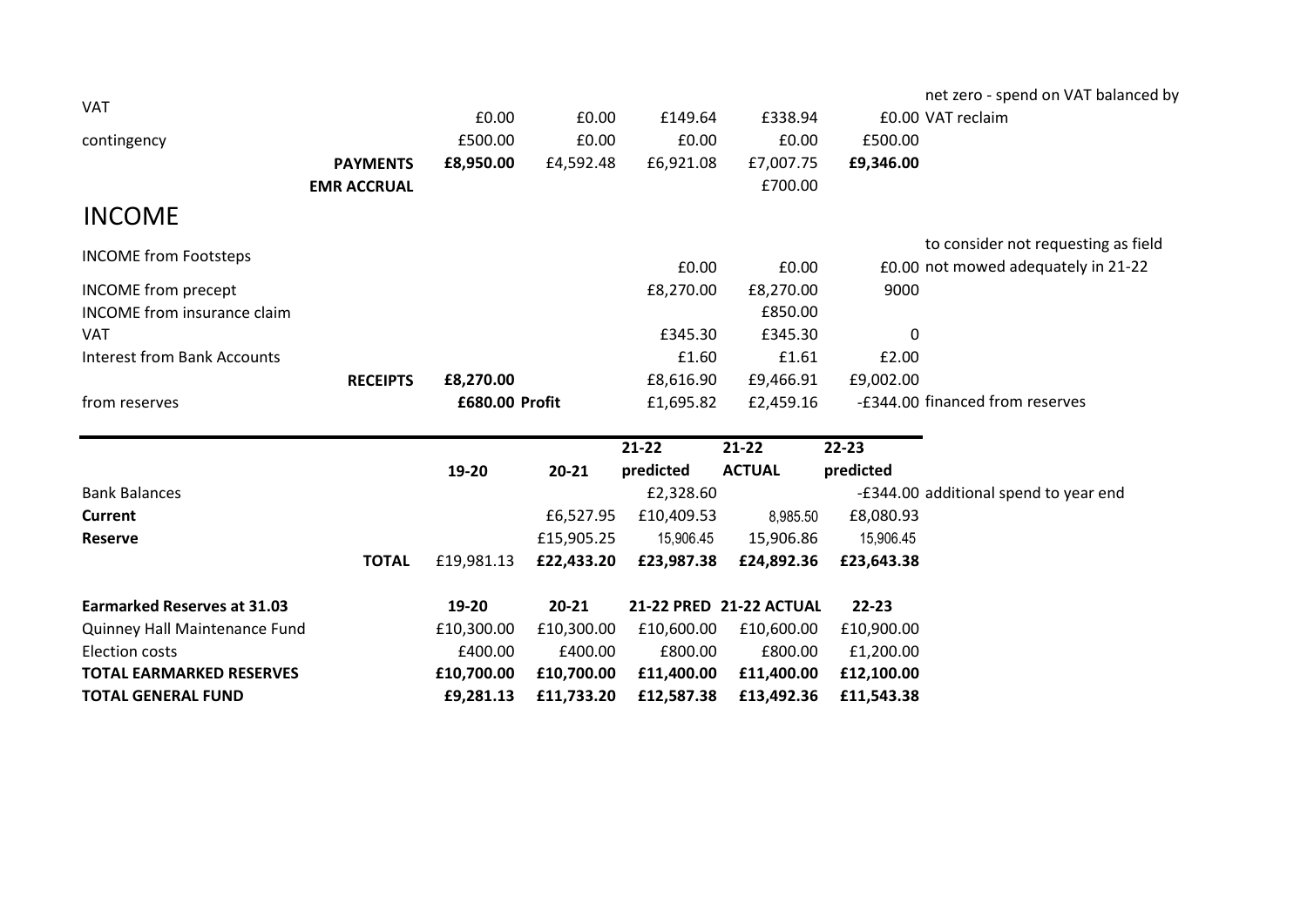| | | | | | | | |
|---|---|---|---|---|---|---|---|
| VAT | | £0.00 | £0.00 | £149.64 | £338.94 | £0.00 | net zero - spend on VAT balanced by VAT reclaim |
| contingency | | £500.00 | £0.00 | £0.00 | £0.00 | £500.00 | |
| | **PAYMENTS** | **£8,950.00** | £4,592.48 | £6,921.08 | £7,007.75 | **£9,346.00** | |
| | **EMR ACCRUAL** | | | | £700.00 | | |

## INCOME

| | | | | | | | |
|---|---|---|---|---|---|---|---|
| INCOME from Footsteps | | | | £0.00 | £0.00 | £0.00 | to consider not requesting as field not mowed adequately in 21-22 |
| INCOME from precept | | | | £8,270.00 | £8,270.00 | 9000 | |
| INCOME from insurance claim | | | | | £850.00 | | |
| VAT | | | | £345.30 | £345.30 | 0 | |
| Interest from Bank Accounts | | | | £1.60 | £1.61 | £2.00 | |
| | **RECEIPTS** | **£8,270.00** | | £8,616.90 | £9,466.91 | £9,002.00 | |
| from reserves | | **£680.00 Profit** | | £1,695.82 | £2,459.16 | -£344.00 | financed from reserves |

| | | 19-20 | 20-21 | 21-22 predicted | 21-22 ACTUAL | 22-23 predicted | |
|---|---|---|---|---|---|---|---|
| Bank Balances | | | | £2,328.60 | | -£344.00 | additional spend to year end |
| **Current** | | | £6,527.95 | £10,409.53 | 8,985.50 | £8,080.93 | |
| **Reserve** | | | £15,905.25 | 15,906.45 | 15,906.86 | 15,906.45 | |
| | **TOTAL** | £19,981.13 | **£22,433.20** | **£23,987.38** | **£24,892.36** | **£23,643.38** | |

| Earmarked Reserves at 31.03 | 19-20 | 20-21 | 21-22 PRED | 21-22 ACTUAL | 22-23 |
|---|---|---|---|---|---|
| Quinney Hall Maintenance Fund | £10,300.00 | £10,300.00 | £10,600.00 | £10,600.00 | £10,900.00 |
| Election costs | £400.00 | £400.00 | £800.00 | £800.00 | £1,200.00 |
| **TOTAL EARMARKED RESERVES** | **£10,700.00** | **£10,700.00** | **£11,400.00** | **£11,400.00** | **£12,100.00** |
| **TOTAL GENERAL FUND** | **£9,281.13** | **£11,733.20** | **£12,587.38** | **£13,492.36** | **£11,543.38** |